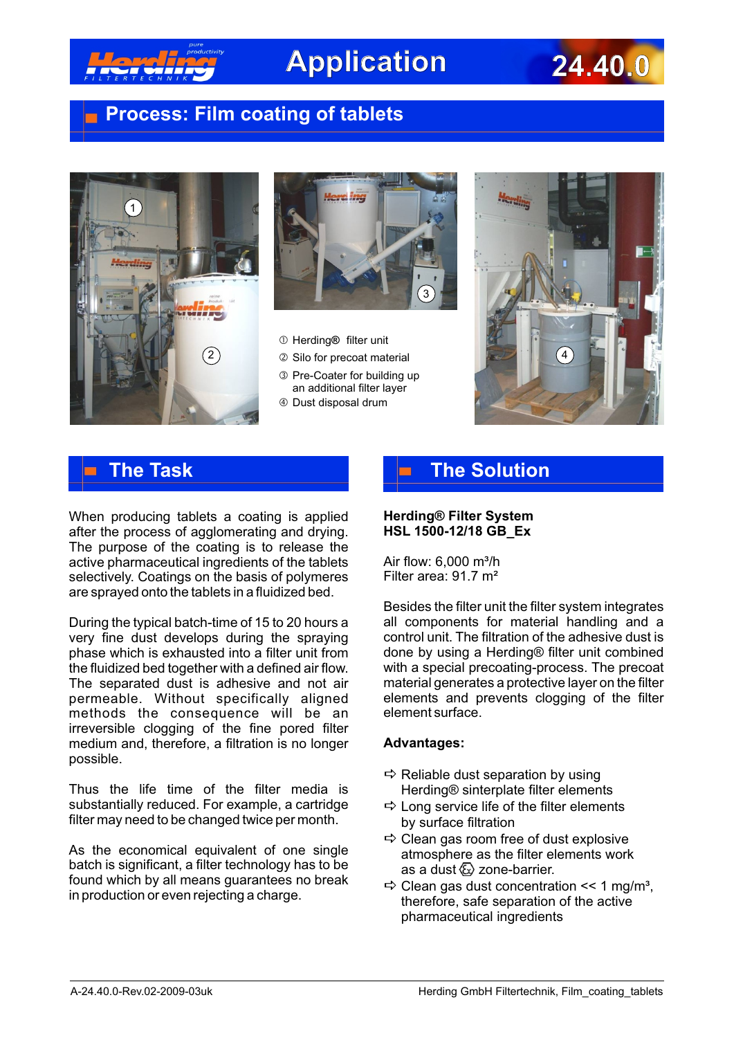# Application 24.40.0

## Process: Film coating of tablets

① Herding® filter unit
② Silo for precoat material
③ Pre-Coater for building up an additional filter layer
④ Dust disposal drum

## The Task

When producing tablets a coating is applied after the process of agglomerating and drying. The purpose of the coating is to release the active pharmaceutical ingredients of the tablets selectively. Coatings on the basis of polymeres are sprayed onto the tablets in a fluidized bed.

During the typical batch-time of 15 to 20 hours a very fine dust develops during the spraying phase which is exhausted into a filter unit from the fluidized bed together with a defined air flow. The separated dust is adhesive and not air permeable. Without specifically aligned methods the consequence will be an irreversible clogging of the fine pored filter medium and, therefore, a filtration is no longer possible.

Thus the life time of the filter media is substantially reduced. For example, a cartridge filter may need to be changed twice per month.

As the economical equivalent of one single batch is significant, a filter technology has to be found which by all means guarantees no break in production or even rejecting a charge.

## The Solution

**Herding® Filter System**
**HSL 1500-12/18 GB_Ex**

Air flow: 6,000 m³/h
Filter area: 91.7 m²

Besides the filter unit the filter system integrates all components for material handling and a control unit. The filtration of the adhesive dust is done by using a Herding® filter unit combined with a special precoating-process. The precoat material generates a protective layer on the filter elements and prevents clogging of the filter element surface.

**Advantages:**

- ⇨ Reliable dust separation by using Herding® sinterplate filter elements
- ⇨ Long service life of the filter elements by surface filtration
- ⇨ Clean gas room free of dust explosive atmosphere as the filter elements work as a dust Ex zone-barrier.
- ⇨ Clean gas dust concentration << 1 mg/m³, therefore, safe separation of the active pharmaceutical ingredients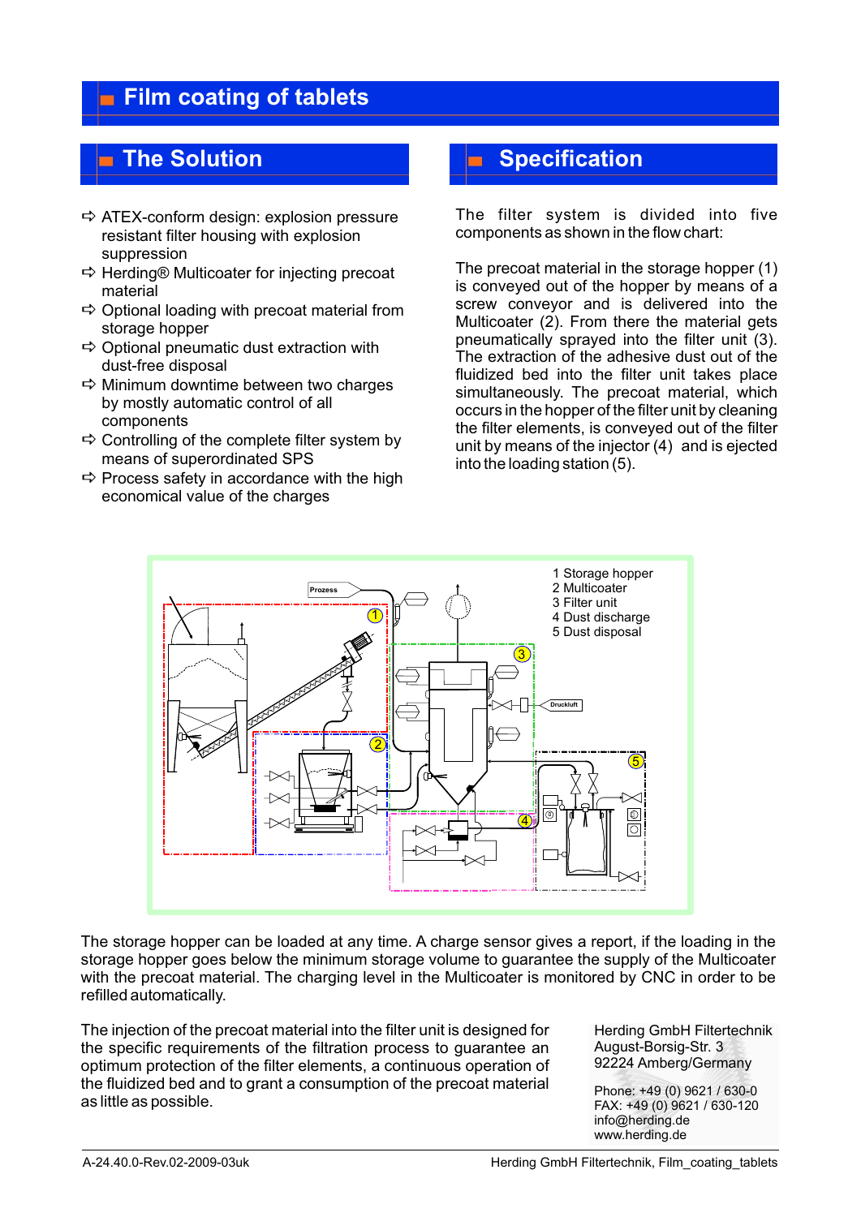# Film coating of tablets

## The Solution

- ATEX-conform design: explosion pressure resistant filter housing with explosion suppression
- Herding® Multicoater for injecting precoat material
- Optional loading with precoat material from storage hopper
- Optional pneumatic dust extraction with dust-free disposal
- Minimum downtime between two charges by mostly automatic control of all components
- Controlling of the complete filter system by means of superordinated SPS
- Process safety in accordance with the high economical value of the charges

## Specification

The filter system is divided into five components as shown in the flow chart:

The precoat material in the storage hopper (1) is conveyed out of the hopper by means of a screw conveyor and is delivered into the Multicoater (2). From there the material gets pneumatically sprayed into the filter unit (3). The extraction of the adhesive dust out of the fluidized bed into the filter unit takes place simultaneously. The precoat material, which occurs in the hopper of the filter unit by cleaning the filter elements, is conveyed out of the filter unit by means of the injector (4) and is ejected into the loading station (5).

Prozess
Druckluft

1 Storage hopper
2 Multicoater
3 Filter unit
4 Dust discharge
5 Dust disposal

The storage hopper can be loaded at any time. A charge sensor gives a report, if the loading in the storage hopper goes below the minimum storage volume to guarantee the supply of the Multicoater with the precoat material. The charging level in the Multicoater is monitored by CNC in order to be refilled automatically.

The injection of the precoat material into the filter unit is designed for the specific requirements of the filtration process to guarantee an optimum protection of the filter elements, a continuous operation of the fluidized bed and to grant a consumption of the precoat material as little as possible.

Herding GmbH Filtertechnik
August-Borsig-Str. 3
92224 Amberg/Germany

Phone: +49 (0) 9621 / 630-0
FAX: +49 (0) 9621 / 630-120
info@herding.de
www.herding.de

A-24.40.0-Rev.02-2009-03uk